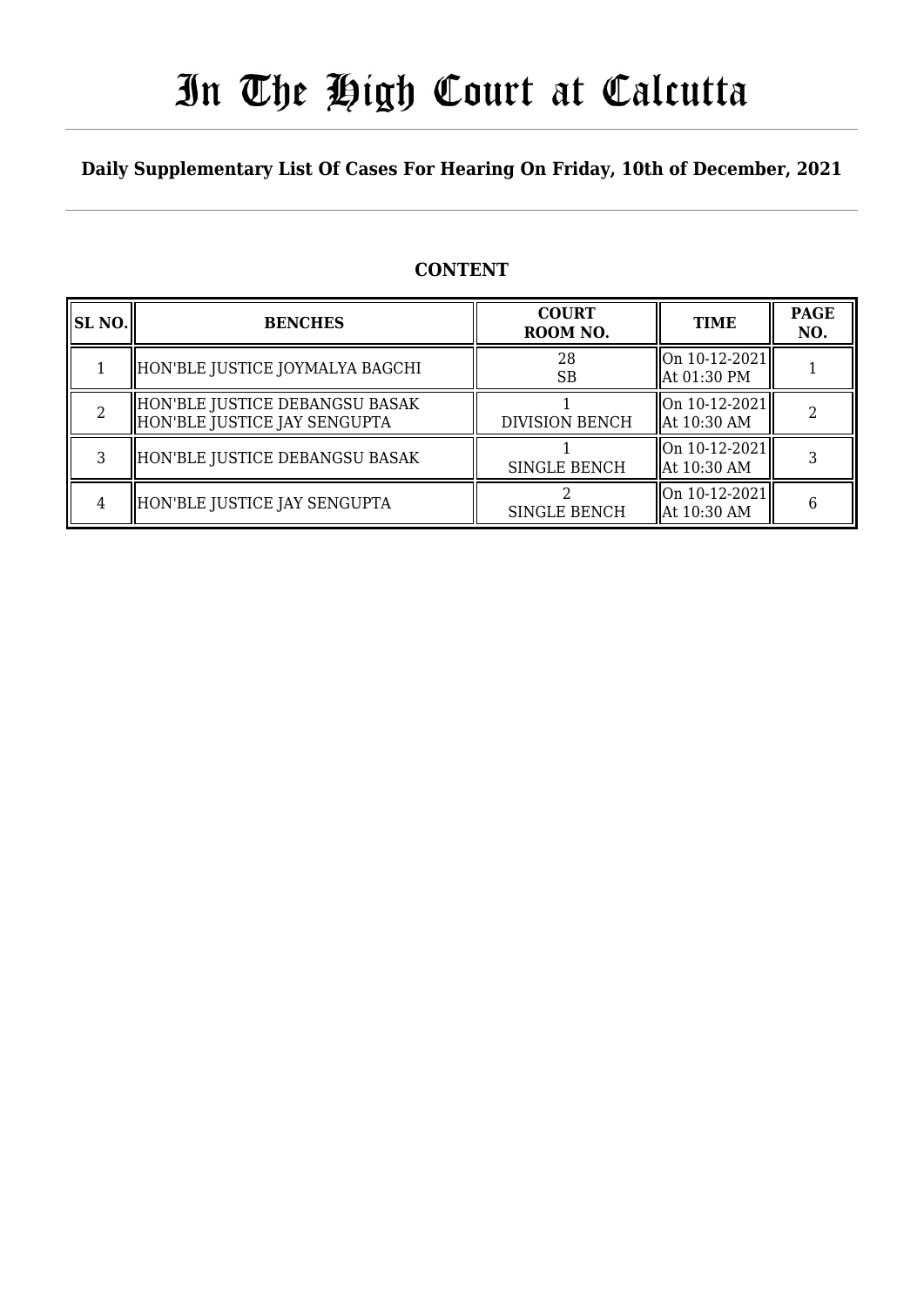# In The High Court at Calcutta

**Daily Supplementary List Of Cases For Hearing On Friday, 10th of December, 2021**

## CONTENT

| SL NO. | BENCHES | COURT ROOM NO. | TIME | PAGE NO. |
|---|---|---|---|---|
| 1 | HON'BLE JUSTICE JOYMALYA BAGCHI | 28 SB | On 10-12-2021 At 01:30 PM | 1 |
| 2 | HON'BLE JUSTICE DEBANGSU BASAK HON'BLE JUSTICE JAY SENGUPTA | 1 DIVISION BENCH | On 10-12-2021 At 10:30 AM | 2 |
| 3 | HON'BLE JUSTICE DEBANGSU BASAK | 1 SINGLE BENCH | On 10-12-2021 At 10:30 AM | 3 |
| 4 | HON'BLE JUSTICE JAY SENGUPTA | 2 SINGLE BENCH | On 10-12-2021 At 10:30 AM | 6 |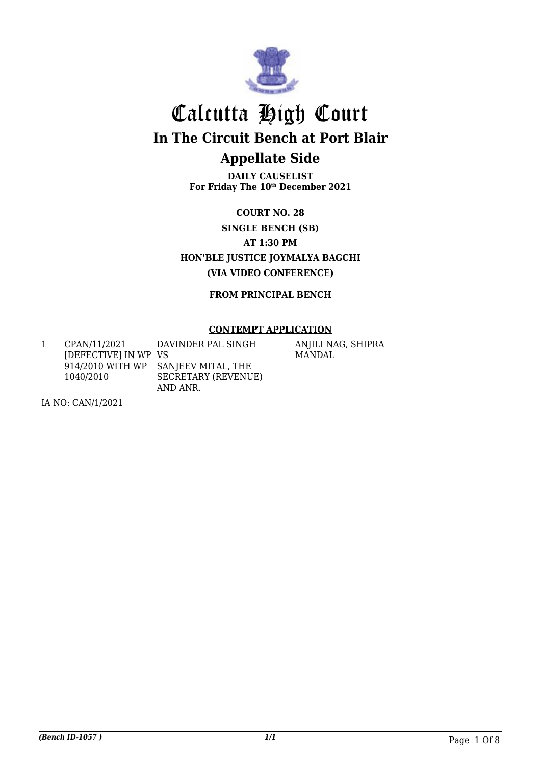# Calcutta High Court

## In The Circuit Bench at Port Blair

## Appellate Side

**DAILY CAUSELIST**
**For Friday The 10th December 2021**

**COURT NO. 28**
**SINGLE BENCH (SB)**
**AT 1:30 PM**
**HON'BLE JUSTICE JOYMALYA BAGCHI**
**(VIA VIDEO CONFERENCE)**

**FROM PRINCIPAL BENCH**

---

**CONTEMPT APPLICATION**

| | | | |
|---|---|---|---|
| 1 | CPAN/11/2021 [DEFECTIVE] IN WP 914/2010 WITH WP 1040/2010 | DAVINDER PAL SINGH VS SANJEEV MITAL, THE SECRETARY (REVENUE) AND ANR. | ANJILI NAG, SHIPRA MANDAL |

IA NO: CAN/1/2021

*(Bench ID-1057 )*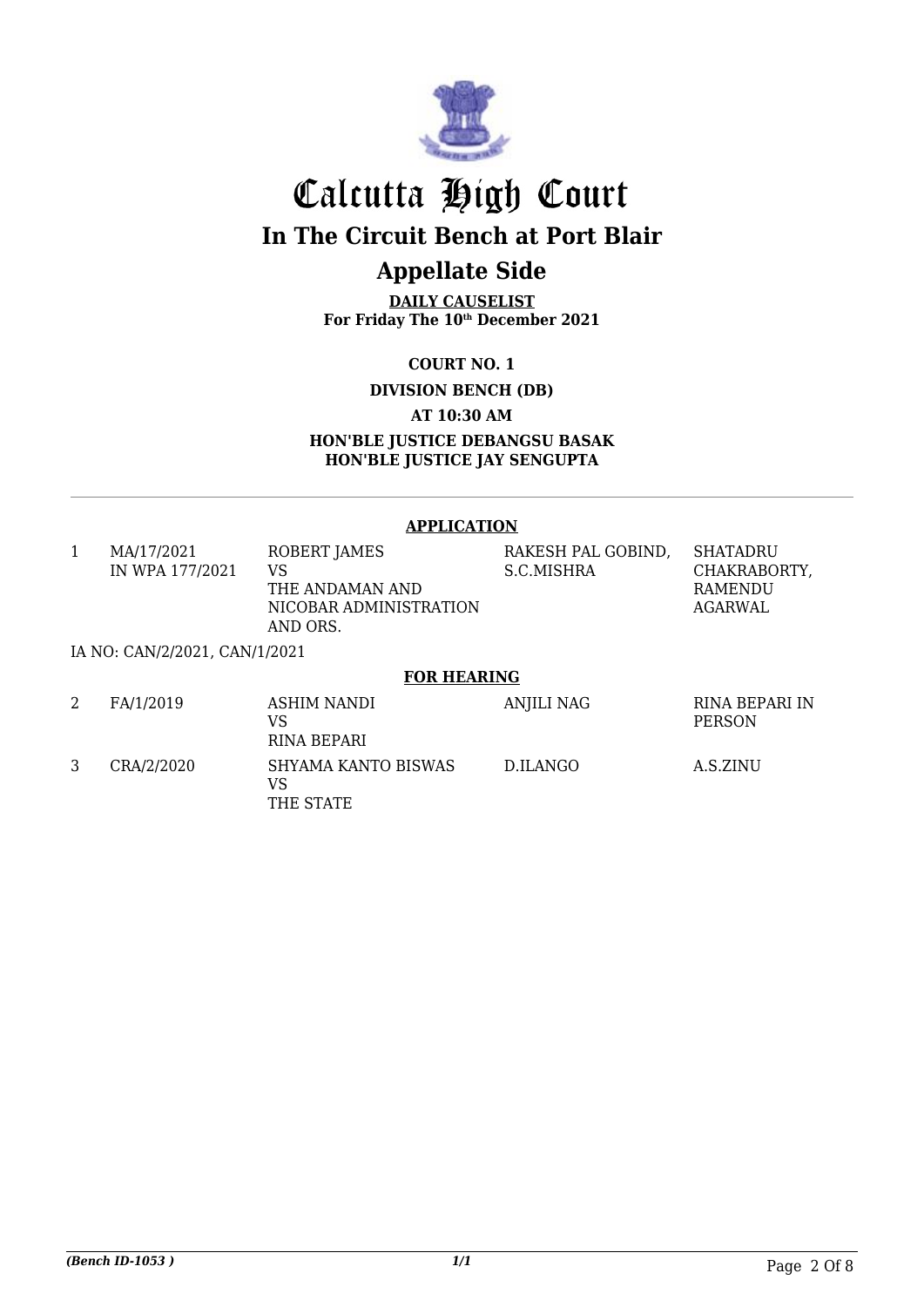# Calcutta High Court

## In The Circuit Bench at Port Blair

## Appellate Side

**DAILY CAUSELIST**
**For Friday The 10th December 2021**

**COURT NO. 1**

**DIVISION BENCH (DB)**

**AT 10:30 AM**

**HON'BLE JUSTICE DEBANGSU BASAK**
**HON'BLE JUSTICE JAY SENGUPTA**

**APPLICATION**

| | | | | |
|---|---|---|---|---|
| 1 | MA/17/2021 IN WPA 177/2021 | ROBERT JAMES VS THE ANDAMAN AND NICOBAR ADMINISTRATION AND ORS. | RAKESH PAL GOBIND, S.C.MISHRA | SHATADRU CHAKRABORTY, RAMENDU AGARWAL |

IA NO: CAN/2/2021, CAN/1/2021

**FOR HEARING**

| | | | | |
|---|---|---|---|---|
| 2 | FA/1/2019 | ASHIM NANDI VS RINA BEPARI | ANJILI NAG | RINA BEPARI IN PERSON |
| 3 | CRA/2/2020 | SHYAMA KANTO BISWAS VS THE STATE | D.ILANGO | A.S.ZINU |

*(Bench ID-1053 )* 1/1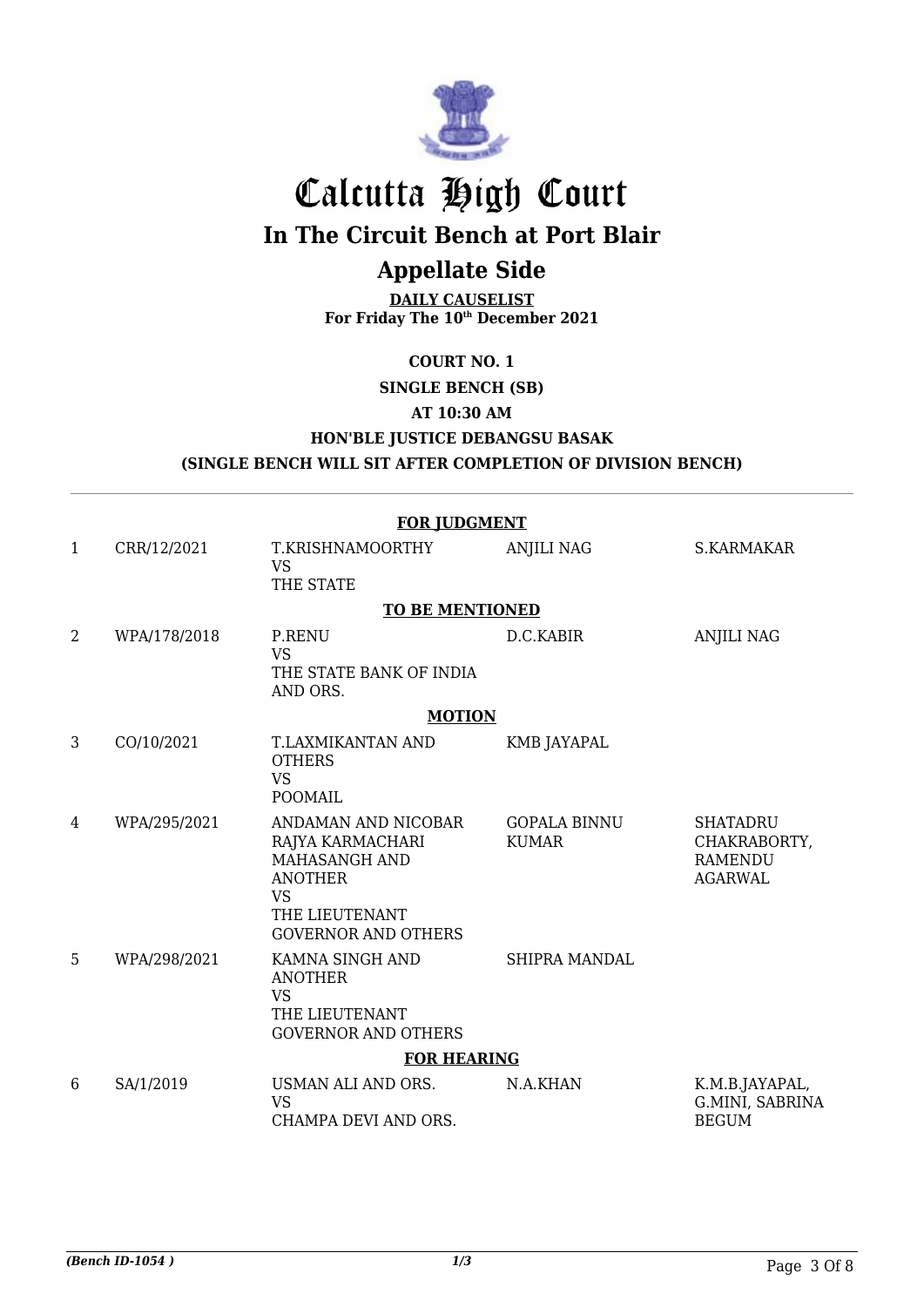# Calcutta High Court

## In The Circuit Bench at Port Blair

## Appellate Side

**DAILY CAUSELIST**
**For Friday The 10th December 2021**

**COURT NO. 1**

**SINGLE BENCH (SB)**

**AT 10:30 AM**

**HON'BLE JUSTICE DEBANGSU BASAK**

**(SINGLE BENCH WILL SIT AFTER COMPLETION OF DIVISION BENCH)**

| | | | | |
|---|---|---|---|---|
| | | **FOR JUDGMENT** | | |
| 1 | CRR/12/2021 | T.KRISHNAMOORTHY VS THE STATE | ANJILI NAG | S.KARMAKAR |
| | | **TO BE MENTIONED** | | |
| 2 | WPA/178/2018 | P.RENU VS THE STATE BANK OF INDIA AND ORS. | D.C.KABIR | ANJILI NAG |
| | | **MOTION** | | |
| 3 | CO/10/2021 | T.LAXMIKANTAN AND OTHERS VS POOMAIL | KMB JAYAPAL | |
| 4 | WPA/295/2021 | ANDAMAN AND NICOBAR RAJYA KARMACHARI MAHASANGH AND ANOTHER VS THE LIEUTENANT GOVERNOR AND OTHERS | GOPALA BINNU KUMAR | SHATADRU CHAKRABORTY, RAMENDU AGARWAL |
| 5 | WPA/298/2021 | KAMNA SINGH AND ANOTHER VS THE LIEUTENANT GOVERNOR AND OTHERS | SHIPRA MANDAL | |
| | | **FOR HEARING** | | |
| 6 | SA/1/2019 | USMAN ALI AND ORS. VS CHAMPA DEVI AND ORS. | N.A.KHAN | K.M.B.JAYAPAL, G.MINI, SABRINA BEGUM |

*(Bench ID-1054 )*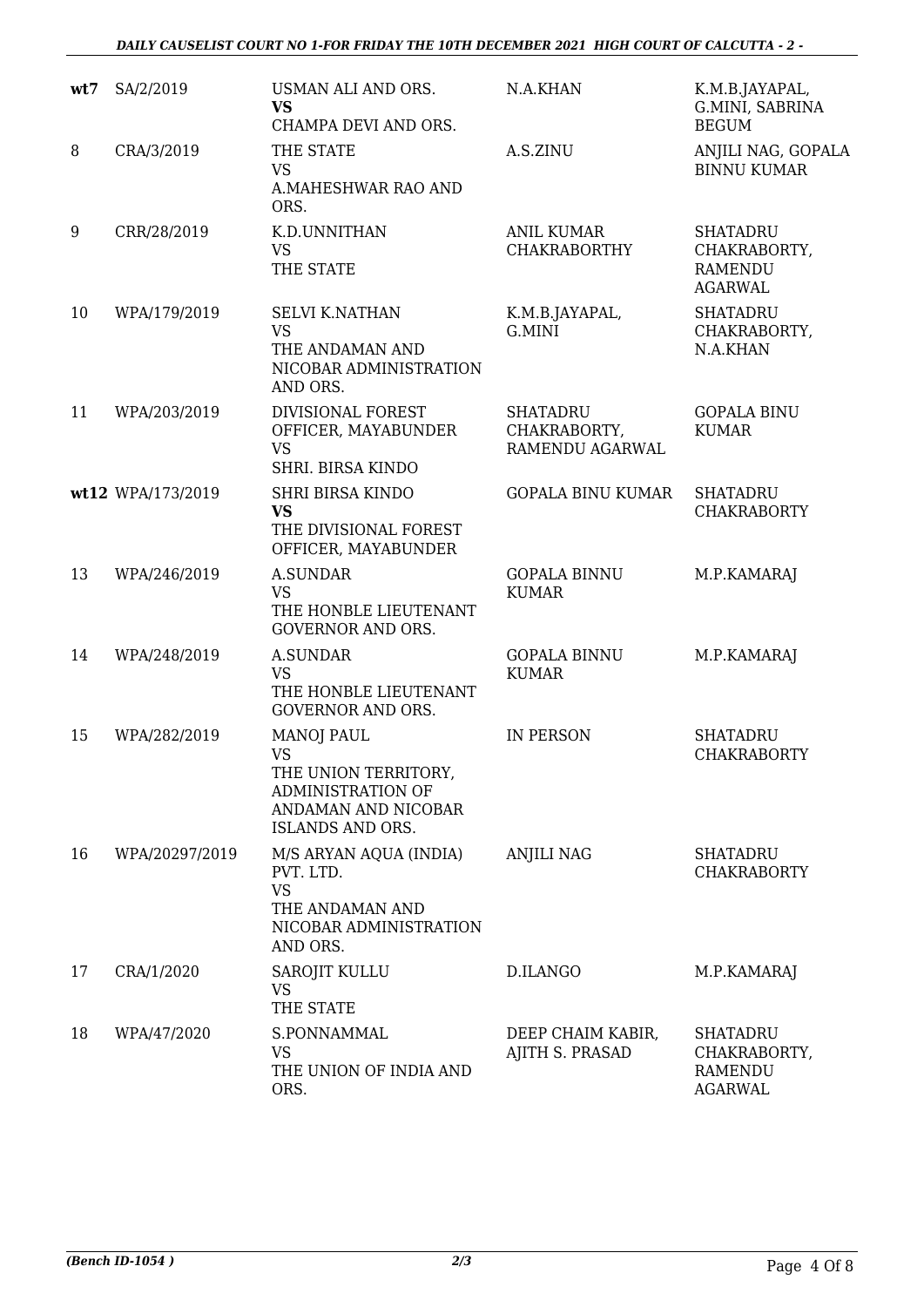| | | | | |
|---|---|---|---|---|
| **wt7** | SA/2/2019 | USMAN ALI AND ORS.<br>**VS**<br>CHAMPA DEVI AND ORS. | N.A.KHAN | K.M.B.JAYAPAL, G.MINI, SABRINA BEGUM |
| 8 | CRA/3/2019 | THE STATE<br>VS<br>A.MAHESHWAR RAO AND ORS. | A.S.ZINU | ANJILI NAG, GOPALA BINNU KUMAR |
| 9 | CRR/28/2019 | K.D.UNNITHAN<br>VS<br>THE STATE | ANIL KUMAR CHAKRABORTHY | SHATADRU CHAKRABORTY, RAMENDU AGARWAL |
| 10 | WPA/179/2019 | SELVI K.NATHAN<br>VS<br>THE ANDAMAN AND NICOBAR ADMINISTRATION AND ORS. | K.M.B.JAYAPAL, G.MINI | SHATADRU CHAKRABORTY, N.A.KHAN |
| 11 | WPA/203/2019 | DIVISIONAL FOREST OFFICER, MAYABUNDER<br>VS<br>SHRI. BIRSA KINDO | SHATADRU CHAKRABORTY, RAMENDU AGARWAL | GOPALA BINU KUMAR |
| **wt12** | WPA/173/2019 | SHRI BIRSA KINDO<br>**VS**<br>THE DIVISIONAL FOREST OFFICER, MAYABUNDER | GOPALA BINU KUMAR | SHATADRU CHAKRABORTY |
| 13 | WPA/246/2019 | A.SUNDAR<br>VS<br>THE HONBLE LIEUTENANT GOVERNOR AND ORS. | GOPALA BINNU KUMAR | M.P.KAMARAJ |
| 14 | WPA/248/2019 | A.SUNDAR<br>VS<br>THE HONBLE LIEUTENANT GOVERNOR AND ORS. | GOPALA BINNU KUMAR | M.P.KAMARAJ |
| 15 | WPA/282/2019 | MANOJ PAUL<br>VS<br>THE UNION TERRITORY, ADMINISTRATION OF ANDAMAN AND NICOBAR ISLANDS AND ORS. | IN PERSON | SHATADRU CHAKRABORTY |
| 16 | WPA/20297/2019 | M/S ARYAN AQUA (INDIA) PVT. LTD.<br>VS<br>THE ANDAMAN AND NICOBAR ADMINISTRATION AND ORS. | ANJILI NAG | SHATADRU CHAKRABORTY |
| 17 | CRA/1/2020 | SAROJIT KULLU<br>VS<br>THE STATE | D.ILANGO | M.P.KAMARAJ |
| 18 | WPA/47/2020 | S.PONNAMMAL<br>VS<br>THE UNION OF INDIA AND ORS. | DEEP CHAIM KABIR, AJITH S. PRASAD | SHATADRU CHAKRABORTY, RAMENDU AGARWAL |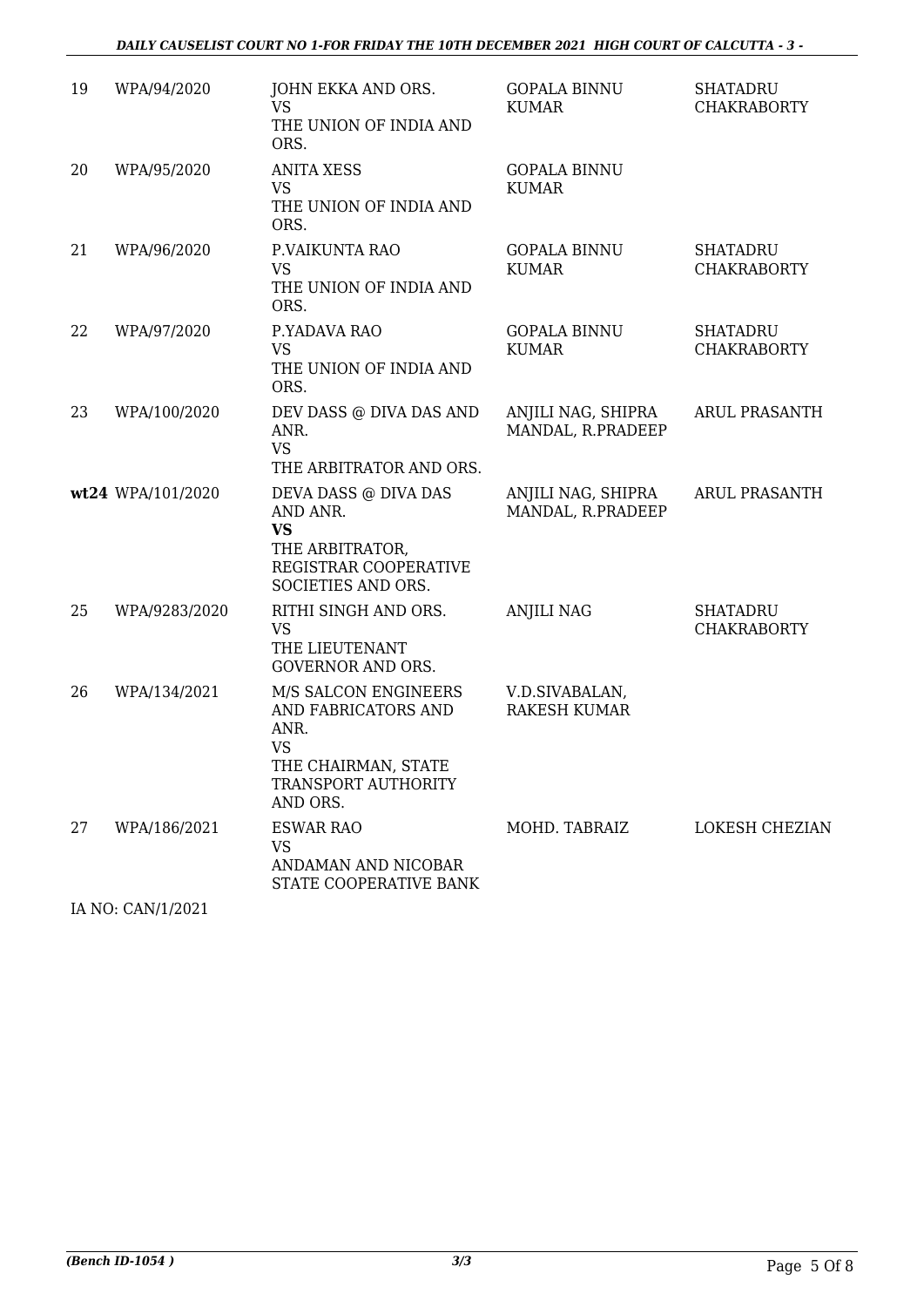| 19 | WPA/94/2020 | JOHN EKKA AND ORS.<br>VS<br>THE UNION OF INDIA AND ORS. | GOPALA BINNU KUMAR | SHATADRU CHAKRABORTY |
|---|---|---|---|---|
| 20 | WPA/95/2020 | ANITA XESS<br>VS<br>THE UNION OF INDIA AND ORS. | GOPALA BINNU KUMAR | |
| 21 | WPA/96/2020 | P.VAIKUNTA RAO<br>VS<br>THE UNION OF INDIA AND ORS. | GOPALA BINNU KUMAR | SHATADRU CHAKRABORTY |
| 22 | WPA/97/2020 | P.YADAVA RAO<br>VS<br>THE UNION OF INDIA AND ORS. | GOPALA BINNU KUMAR | SHATADRU CHAKRABORTY |
| 23 | WPA/100/2020 | DEV DASS @ DIVA DAS AND ANR.<br>VS<br>THE ARBITRATOR AND ORS. | ANJILI NAG, SHIPRA MANDAL, R.PRADEEP | ARUL PRASANTH |
| **wt24** | WPA/101/2020 | DEVA DASS @ DIVA DAS AND ANR.<br>**VS**<br>THE ARBITRATOR, REGISTRAR COOPERATIVE SOCIETIES AND ORS. | ANJILI NAG, SHIPRA MANDAL, R.PRADEEP | ARUL PRASANTH |
| 25 | WPA/9283/2020 | RITHI SINGH AND ORS.<br>VS<br>THE LIEUTENANT GOVERNOR AND ORS. | ANJILI NAG | SHATADRU CHAKRABORTY |
| 26 | WPA/134/2021 | M/S SALCON ENGINEERS AND FABRICATORS AND ANR.<br>VS<br>THE CHAIRMAN, STATE TRANSPORT AUTHORITY AND ORS. | V.D.SIVABALAN, RAKESH KUMAR | |
| 27 | WPA/186/2021 | ESWAR RAO<br>VS<br>ANDAMAN AND NICOBAR STATE COOPERATIVE BANK | MOHD. TABRAIZ | LOKESH CHEZIAN |

IA NO: CAN/1/2021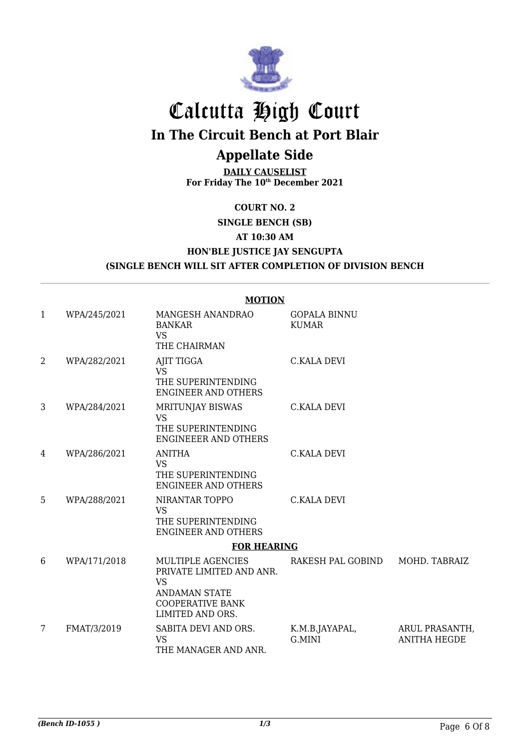# Calcutta High Court

## In The Circuit Bench at Port Blair

## Appellate Side

**DAILY CAUSELIST**
**For Friday The 10th December 2021**

**COURT NO. 2**

**SINGLE BENCH (SB)**

**AT 10:30 AM**

**HON'BLE JUSTICE JAY SENGUPTA**

**(SINGLE BENCH WILL SIT AFTER COMPLETION OF DIVISION BENCH**

**MOTION**

| | | | | |
|---|---|---|---|---|
| 1 | WPA/245/2021 | MANGESH ANANDRAO BANKAR VS THE CHAIRMAN | GOPALA BINNU KUMAR | |
| 2 | WPA/282/2021 | AJIT TIGGA VS THE SUPERINTENDING ENGINEER AND OTHERS | C.KALA DEVI | |
| 3 | WPA/284/2021 | MRITUNJAY BISWAS VS THE SUPERINTENDING ENGINEEER AND OTHERS | C.KALA DEVI | |
| 4 | WPA/286/2021 | ANITHA VS THE SUPERINTENDING ENGINEER AND OTHERS | C.KALA DEVI | |
| 5 | WPA/288/2021 | NIRANTAR TOPPO VS THE SUPERINTENDING ENGINEER AND OTHERS | C.KALA DEVI | |

**FOR HEARING**

| | | | | |
|---|---|---|---|---|
| 6 | WPA/171/2018 | MULTIPLE AGENCIES PRIVATE LIMITED AND ANR. VS ANDAMAN STATE COOPERATIVE BANK LIMITED AND ORS. | RAKESH PAL GOBIND | MOHD. TABRAIZ |
| 7 | FMAT/3/2019 | SABITA DEVI AND ORS. VS THE MANAGER AND ANR. | K.M.B.JAYAPAL, G.MINI | ARUL PRASANTH, ANITHA HEGDE |

*(Bench ID-1055 )* 1/3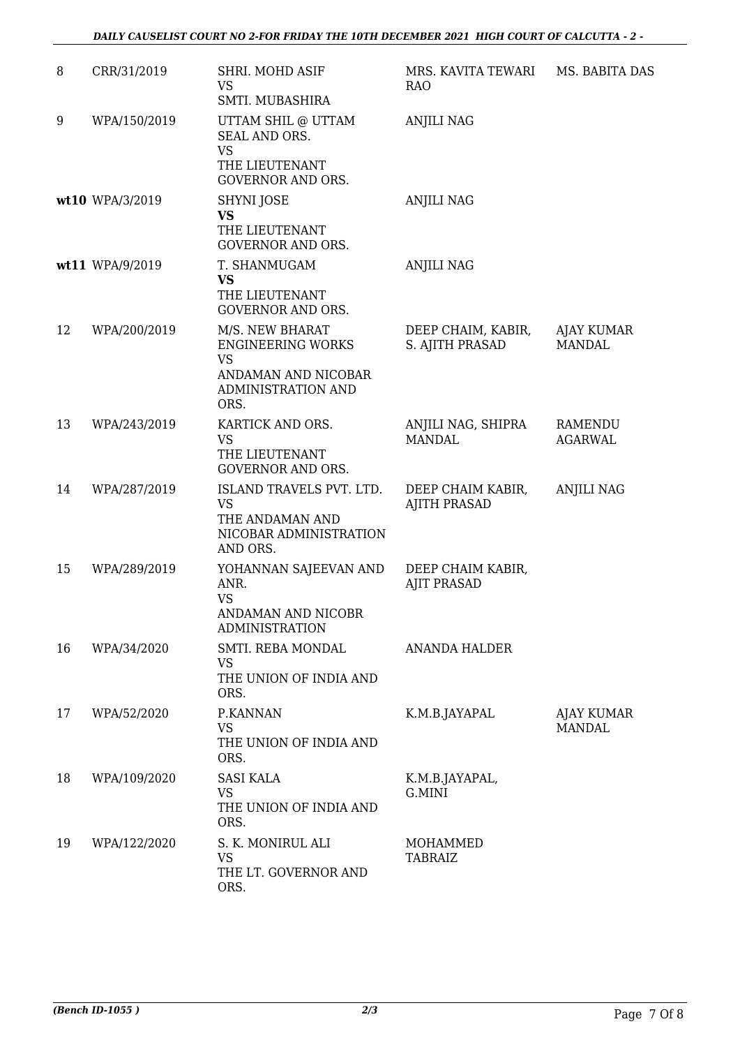| | | | | |
|---|---|---|---|---|
| 8 | CRR/31/2019 | SHRI. MOHD ASIF<br>VS<br>SMTI. MUBASHIRA | MRS. KAVITA TEWARI RAO | MS. BABITA DAS |
| 9 | WPA/150/2019 | UTTAM SHIL @ UTTAM SEAL AND ORS.<br>VS<br>THE LIEUTENANT GOVERNOR AND ORS. | ANJILI NAG | |
| **wt10** | WPA/3/2019 | SHYNI JOSE<br>**VS**<br>THE LIEUTENANT GOVERNOR AND ORS. | ANJILI NAG | |
| **wt11** | WPA/9/2019 | T. SHANMUGAM<br>**VS**<br>THE LIEUTENANT GOVERNOR AND ORS. | ANJILI NAG | |
| 12 | WPA/200/2019 | M/S. NEW BHARAT ENGINEERING WORKS<br>VS<br>ANDAMAN AND NICOBAR ADMINISTRATION AND ORS. | DEEP CHAIM, KABIR, S. AJITH PRASAD | AJAY KUMAR MANDAL |
| 13 | WPA/243/2019 | KARTICK AND ORS.<br>VS<br>THE LIEUTENANT GOVERNOR AND ORS. | ANJILI NAG, SHIPRA MANDAL | RAMENDU AGARWAL |
| 14 | WPA/287/2019 | ISLAND TRAVELS PVT. LTD.<br>VS<br>THE ANDAMAN AND NICOBAR ADMINISTRATION AND ORS. | DEEP CHAIM KABIR, AJITH PRASAD | ANJILI NAG |
| 15 | WPA/289/2019 | YOHANNAN SAJEEVAN AND ANR.<br>VS<br>ANDAMAN AND NICOBR ADMINISTRATION | DEEP CHAIM KABIR, AJIT PRASAD | |
| 16 | WPA/34/2020 | SMTI. REBA MONDAL<br>VS<br>THE UNION OF INDIA AND ORS. | ANANDA HALDER | |
| 17 | WPA/52/2020 | P.KANNAN<br>VS<br>THE UNION OF INDIA AND ORS. | K.M.B.JAYAPAL | AJAY KUMAR MANDAL |
| 18 | WPA/109/2020 | SASI KALA<br>VS<br>THE UNION OF INDIA AND ORS. | K.M.B.JAYAPAL, G.MINI | |
| 19 | WPA/122/2020 | S. K. MONIRUL ALI<br>VS<br>THE LT. GOVERNOR AND ORS. | MOHAMMED TABRAIZ | |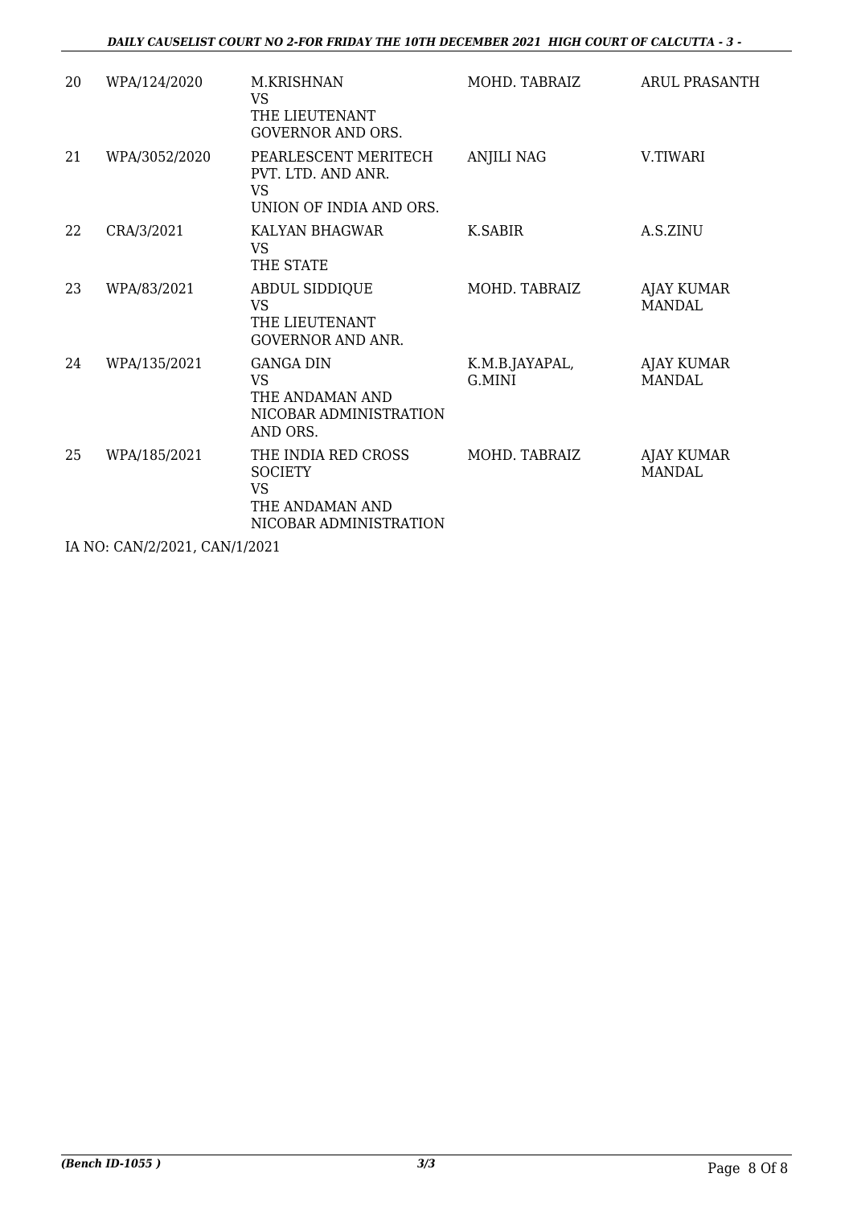| | | | | |
|---|---|---|---|---|
| 20 | WPA/124/2020 | M.KRISHNAN<br>VS<br>THE LIEUTENANT GOVERNOR AND ORS. | MOHD. TABRAIZ | ARUL PRASANTH |
| 21 | WPA/3052/2020 | PEARLESCENT MERITECH PVT. LTD. AND ANR.<br>VS<br>UNION OF INDIA AND ORS. | ANJILI NAG | V.TIWARI |
| 22 | CRA/3/2021 | KALYAN BHAGWAR<br>VS<br>THE STATE | K.SABIR | A.S.ZINU |
| 23 | WPA/83/2021 | ABDUL SIDDIQUE<br>VS<br>THE LIEUTENANT GOVERNOR AND ANR. | MOHD. TABRAIZ | AJAY KUMAR MANDAL |
| 24 | WPA/135/2021 | GANGA DIN<br>VS<br>THE ANDAMAN AND NICOBAR ADMINISTRATION AND ORS. | K.M.B.JAYAPAL, G.MINI | AJAY KUMAR MANDAL |
| 25 | WPA/185/2021 | THE INDIA RED CROSS SOCIETY<br>VS<br>THE ANDAMAN AND NICOBAR ADMINISTRATION | MOHD. TABRAIZ | AJAY KUMAR MANDAL |

IA NO: CAN/2/2021, CAN/1/2021